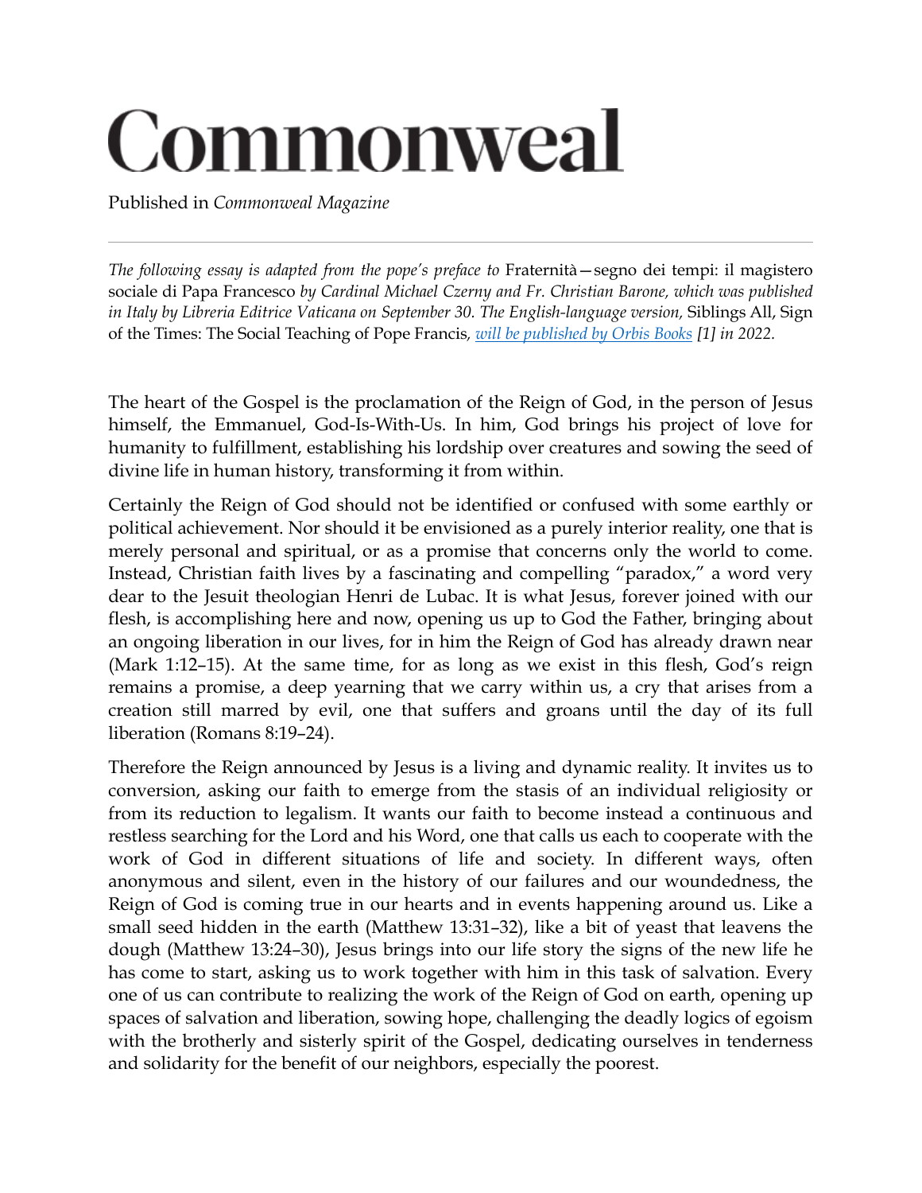# Commonweal

Published in *Commonweal Magazine*

---

*The following essay is adapted from the pope's preface to* Fraternità—segno dei tempi: il magistero sociale di Papa Francesco *by Cardinal Michael Czerny and Fr. Christian Barone, which was published in Italy by Libreria Editrice Vaticana on September 30. The English-language version,* Siblings All, Sign of the Times: The Social Teaching of Pope Francis, *will be published by Orbis Books [1] in 2022.*

The heart of the Gospel is the proclamation of the Reign of God, in the person of Jesus himself, the Emmanuel, God-Is-With-Us. In him, God brings his project of love for humanity to fulfillment, establishing his lordship over creatures and sowing the seed of divine life in human history, transforming it from within.

Certainly the Reign of God should not be identified or confused with some earthly or political achievement. Nor should it be envisioned as a purely interior reality, one that is merely personal and spiritual, or as a promise that concerns only the world to come. Instead, Christian faith lives by a fascinating and compelling "paradox," a word very dear to the Jesuit theologian Henri de Lubac. It is what Jesus, forever joined with our flesh, is accomplishing here and now, opening us up to God the Father, bringing about an ongoing liberation in our lives, for in him the Reign of God has already drawn near (Mark 1:12–15). At the same time, for as long as we exist in this flesh, God's reign remains a promise, a deep yearning that we carry within us, a cry that arises from a creation still marred by evil, one that suffers and groans until the day of its full liberation (Romans 8:19–24).

Therefore the Reign announced by Jesus is a living and dynamic reality. It invites us to conversion, asking our faith to emerge from the stasis of an individual religiosity or from its reduction to legalism. It wants our faith to become instead a continuous and restless searching for the Lord and his Word, one that calls us each to cooperate with the work of God in different situations of life and society. In different ways, often anonymous and silent, even in the history of our failures and our woundedness, the Reign of God is coming true in our hearts and in events happening around us. Like a small seed hidden in the earth (Matthew 13:31–32), like a bit of yeast that leavens the dough (Matthew 13:24–30), Jesus brings into our life story the signs of the new life he has come to start, asking us to work together with him in this task of salvation. Every one of us can contribute to realizing the work of the Reign of God on earth, opening up spaces of salvation and liberation, sowing hope, challenging the deadly logics of egoism with the brotherly and sisterly spirit of the Gospel, dedicating ourselves in tenderness and solidarity for the benefit of our neighbors, especially the poorest.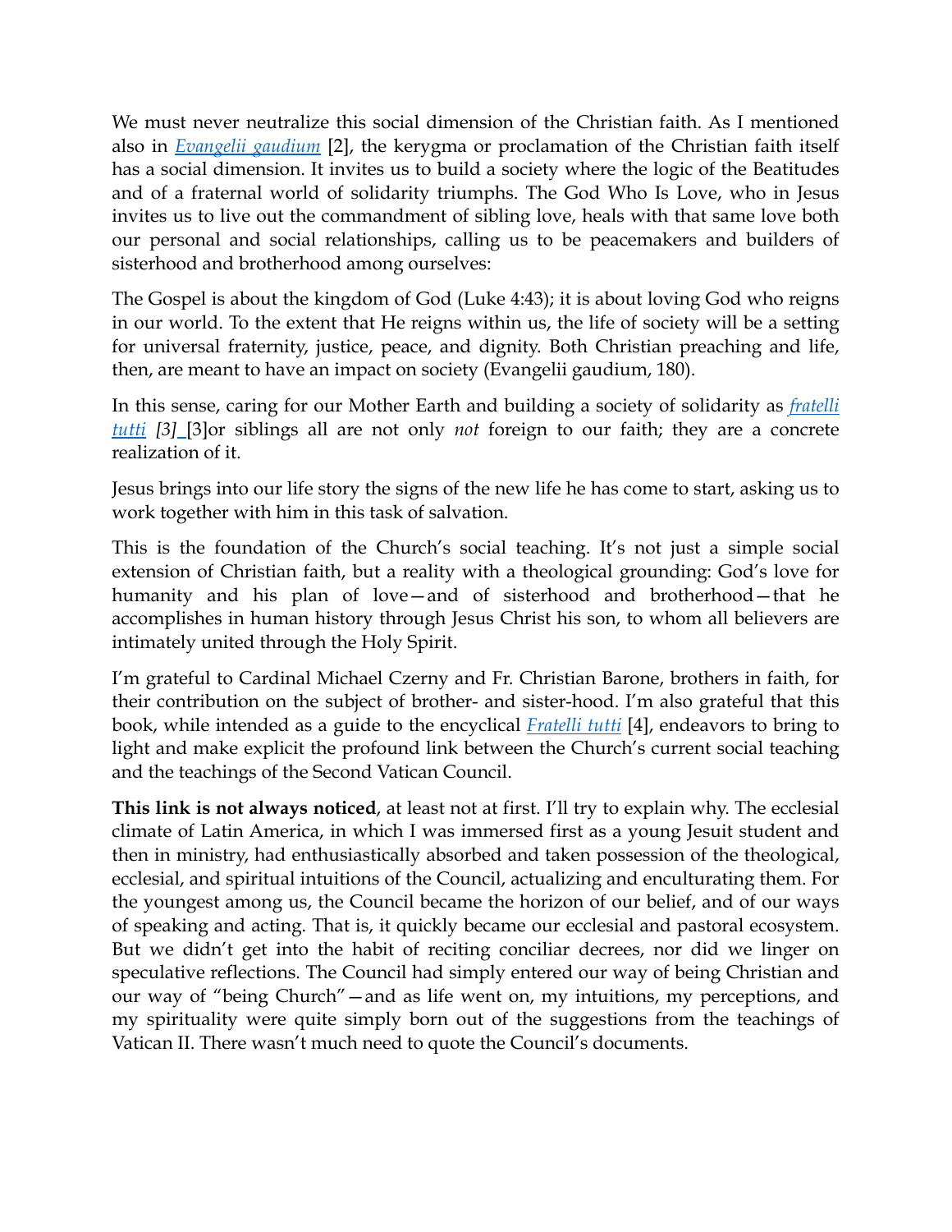We must never neutralize this social dimension of the Christian faith. As I mentioned also in *Evangelii gaudium* [2], the kerygma or proclamation of the Christian faith itself has a social dimension. It invites us to build a society where the logic of the Beatitudes and of a fraternal world of solidarity triumphs. The God Who Is Love, who in Jesus invites us to live out the commandment of sibling love, heals with that same love both our personal and social relationships, calling us to be peacemakers and builders of sisterhood and brotherhood among ourselves:

The Gospel is about the kingdom of God (Luke 4:43); it is about loving God who reigns in our world. To the extent that He reigns within us, the life of society will be a setting for universal fraternity, justice, peace, and dignity. Both Christian preaching and life, then, are meant to have an impact on society (Evangelii gaudium, 180).

In this sense, caring for our Mother Earth and building a society of solidarity as *fratelli tutti* *[3]* [3]or siblings all are not only *not* foreign to our faith; they are a concrete realization of it.

Jesus brings into our life story the signs of the new life he has come to start, asking us to work together with him in this task of salvation.

This is the foundation of the Church's social teaching. It's not just a simple social extension of Christian faith, but a reality with a theological grounding: God's love for humanity and his plan of love—and of sisterhood and brotherhood—that he accomplishes in human history through Jesus Christ his son, to whom all believers are intimately united through the Holy Spirit.

I'm grateful to Cardinal Michael Czerny and Fr. Christian Barone, brothers in faith, for their contribution on the subject of brother- and sister-hood. I'm also grateful that this book, while intended as a guide to the encyclical *Fratelli tutti* [4], endeavors to bring to light and make explicit the profound link between the Church's current social teaching and the teachings of the Second Vatican Council.

**This link is not always noticed**, at least not at first. I'll try to explain why. The ecclesial climate of Latin America, in which I was immersed first as a young Jesuit student and then in ministry, had enthusiastically absorbed and taken possession of the theological, ecclesial, and spiritual intuitions of the Council, actualizing and enculturating them. For the youngest among us, the Council became the horizon of our belief, and of our ways of speaking and acting. That is, it quickly became our ecclesial and pastoral ecosystem. But we didn't get into the habit of reciting conciliar decrees, nor did we linger on speculative reflections. The Council had simply entered our way of being Christian and our way of "being Church"—and as life went on, my intuitions, my perceptions, and my spirituality were quite simply born out of the suggestions from the teachings of Vatican II. There wasn't much need to quote the Council's documents.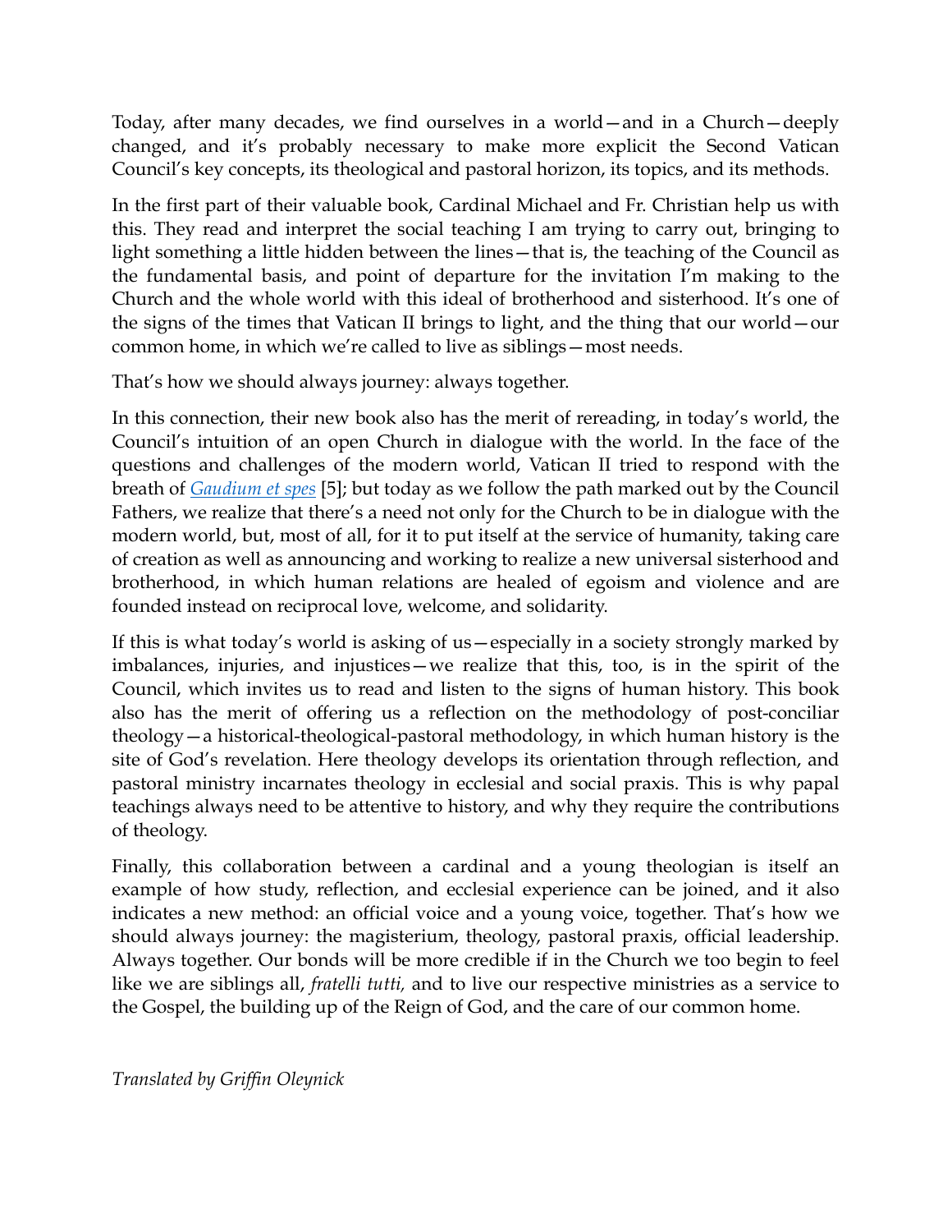Today, after many decades, we find ourselves in a world—and in a Church—deeply changed, and it's probably necessary to make more explicit the Second Vatican Council's key concepts, its theological and pastoral horizon, its topics, and its methods.

In the first part of their valuable book, Cardinal Michael and Fr. Christian help us with this. They read and interpret the social teaching I am trying to carry out, bringing to light something a little hidden between the lines—that is, the teaching of the Council as the fundamental basis, and point of departure for the invitation I'm making to the Church and the whole world with this ideal of brotherhood and sisterhood. It's one of the signs of the times that Vatican II brings to light, and the thing that our world—our common home, in which we're called to live as siblings—most needs.

That's how we should always journey: always together.

In this connection, their new book also has the merit of rereading, in today's world, the Council's intuition of an open Church in dialogue with the world. In the face of the questions and challenges of the modern world, Vatican II tried to respond with the breath of *Gaudium et spes* [5]; but today as we follow the path marked out by the Council Fathers, we realize that there's a need not only for the Church to be in dialogue with the modern world, but, most of all, for it to put itself at the service of humanity, taking care of creation as well as announcing and working to realize a new universal sisterhood and brotherhood, in which human relations are healed of egoism and violence and are founded instead on reciprocal love, welcome, and solidarity.

If this is what today's world is asking of us—especially in a society strongly marked by imbalances, injuries, and injustices—we realize that this, too, is in the spirit of the Council, which invites us to read and listen to the signs of human history. This book also has the merit of offering us a reflection on the methodology of post-conciliar theology—a historical-theological-pastoral methodology, in which human history is the site of God's revelation. Here theology develops its orientation through reflection, and pastoral ministry incarnates theology in ecclesial and social praxis. This is why papal teachings always need to be attentive to history, and why they require the contributions of theology.

Finally, this collaboration between a cardinal and a young theologian is itself an example of how study, reflection, and ecclesial experience can be joined, and it also indicates a new method: an official voice and a young voice, together. That's how we should always journey: the magisterium, theology, pastoral praxis, official leadership. Always together. Our bonds will be more credible if in the Church we too begin to feel like we are siblings all, *fratelli tutti,* and to live our respective ministries as a service to the Gospel, the building up of the Reign of God, and the care of our common home.

*Translated by Griffin Oleynick*